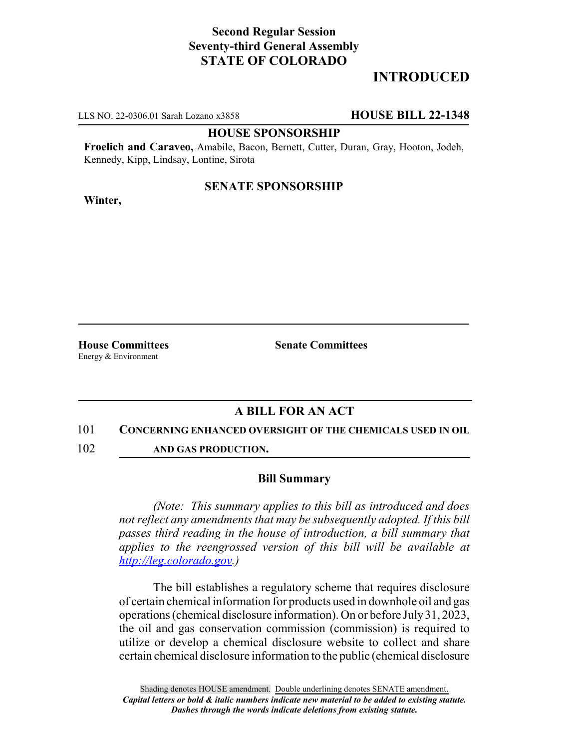**Second Regular Session**
**Seventy-third General Assembly**
**STATE OF COLORADO**

# INTRODUCED

LLS NO. 22-0306.01 Sarah Lozano x3858 **HOUSE BILL 22-1348**

**HOUSE SPONSORSHIP**

**Froelich and Caraveo,** Amabile, Bacon, Bernett, Cutter, Duran, Gray, Hooton, Jodeh, Kennedy, Kipp, Lindsay, Lontine, Sirota

**SENATE SPONSORSHIP**

**Winter,**

**House Committees**
Energy & Environment

**Senate Committees**

## A BILL FOR AN ACT

101 **CONCERNING ENHANCED OVERSIGHT OF THE CHEMICALS USED IN OIL**
102 **AND GAS PRODUCTION.**

### Bill Summary

*(Note: This summary applies to this bill as introduced and does not reflect any amendments that may be subsequently adopted. If this bill passes third reading in the house of introduction, a bill summary that applies to the reengrossed version of this bill will be available at http://leg.colorado.gov.)*

The bill establishes a regulatory scheme that requires disclosure of certain chemical information for products used in downhole oil and gas operations (chemical disclosure information). On or before July 31, 2023, the oil and gas conservation commission (commission) is required to utilize or develop a chemical disclosure website to collect and share certain chemical disclosure information to the public (chemical disclosure

Shading denotes HOUSE amendment. Double underlining denotes SENATE amendment.
*Capital letters or bold & italic numbers indicate new material to be added to existing statute.*
*Dashes through the words indicate deletions from existing statute.*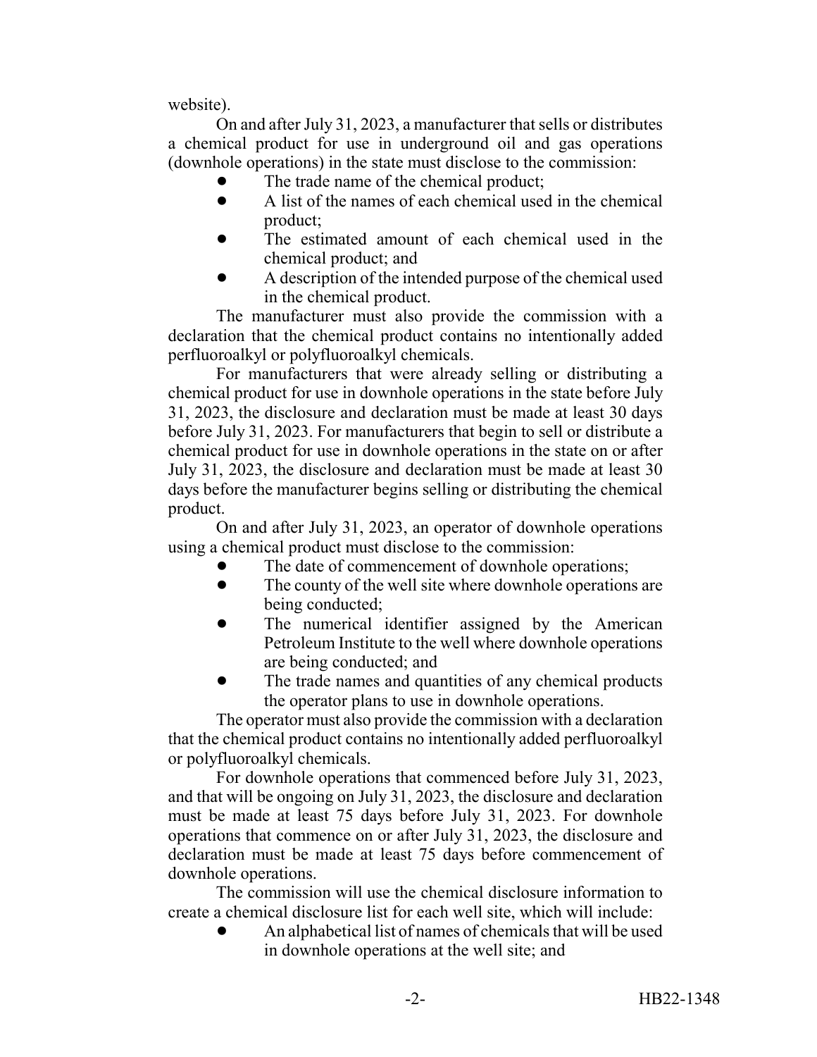website).

On and after July 31, 2023, a manufacturer that sells or distributes a chemical product for use in underground oil and gas operations (downhole operations) in the state must disclose to the commission:

- The trade name of the chemical product;
- A list of the names of each chemical used in the chemical product;
- The estimated amount of each chemical used in the chemical product; and
- A description of the intended purpose of the chemical used in the chemical product.

The manufacturer must also provide the commission with a declaration that the chemical product contains no intentionally added perfluoroalkyl or polyfluoroalkyl chemicals.

For manufacturers that were already selling or distributing a chemical product for use in downhole operations in the state before July 31, 2023, the disclosure and declaration must be made at least 30 days before July 31, 2023. For manufacturers that begin to sell or distribute a chemical product for use in downhole operations in the state on or after July 31, 2023, the disclosure and declaration must be made at least 30 days before the manufacturer begins selling or distributing the chemical product.

On and after July 31, 2023, an operator of downhole operations using a chemical product must disclose to the commission:

- The date of commencement of downhole operations;
- The county of the well site where downhole operations are being conducted;
- The numerical identifier assigned by the American Petroleum Institute to the well where downhole operations are being conducted; and
- The trade names and quantities of any chemical products the operator plans to use in downhole operations.

The operator must also provide the commission with a declaration that the chemical product contains no intentionally added perfluoroalkyl or polyfluoroalkyl chemicals.

For downhole operations that commenced before July 31, 2023, and that will be ongoing on July 31, 2023, the disclosure and declaration must be made at least 75 days before July 31, 2023. For downhole operations that commence on or after July 31, 2023, the disclosure and declaration must be made at least 75 days before commencement of downhole operations.

The commission will use the chemical disclosure information to create a chemical disclosure list for each well site, which will include:

- An alphabetical list of names of chemicals that will be used in downhole operations at the well site; and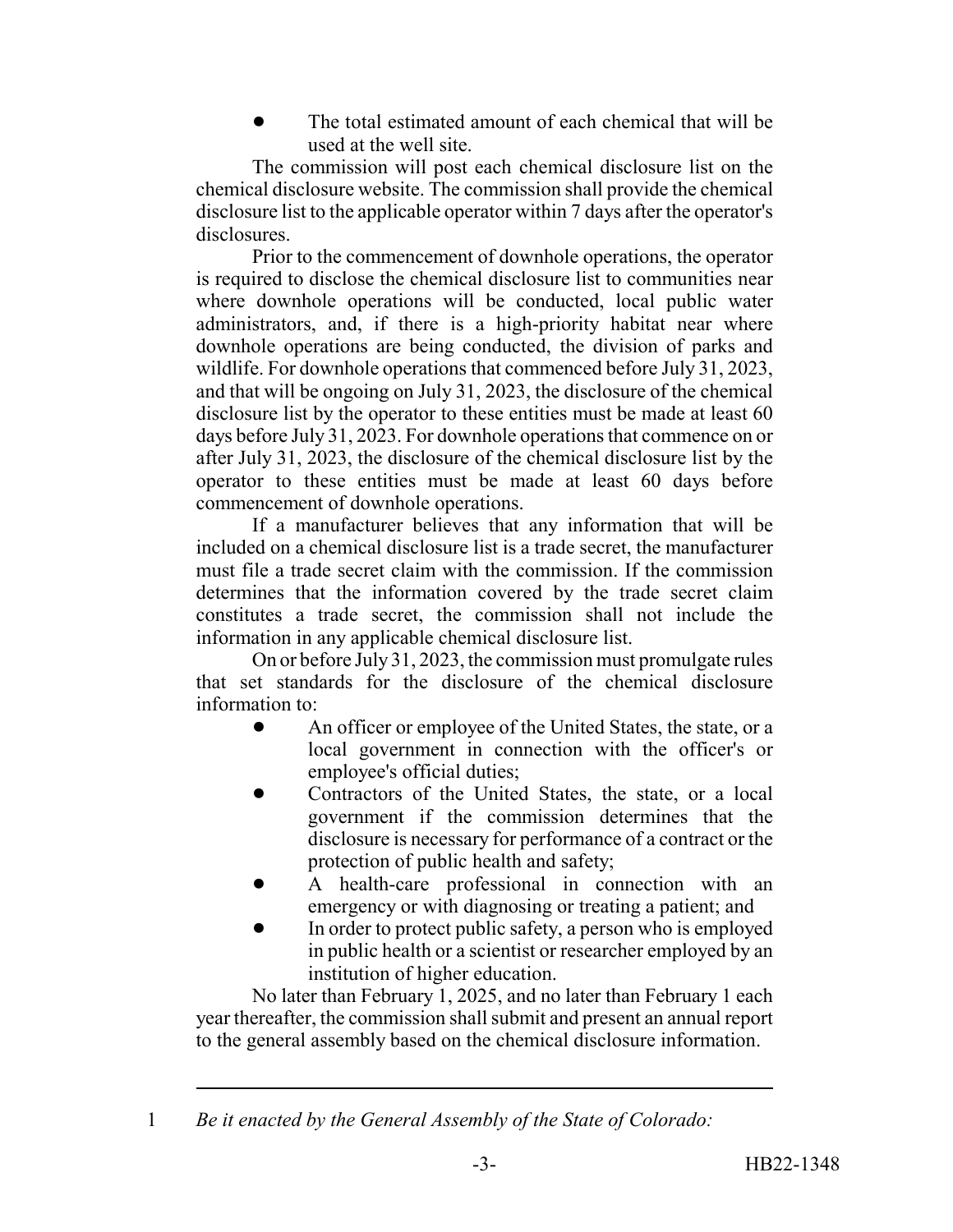- The total estimated amount of each chemical that will be used at the well site.

The commission will post each chemical disclosure list on the chemical disclosure website. The commission shall provide the chemical disclosure list to the applicable operator within 7 days after the operator's disclosures.

Prior to the commencement of downhole operations, the operator is required to disclose the chemical disclosure list to communities near where downhole operations will be conducted, local public water administrators, and, if there is a high-priority habitat near where downhole operations are being conducted, the division of parks and wildlife. For downhole operations that commenced before July 31, 2023, and that will be ongoing on July 31, 2023, the disclosure of the chemical disclosure list by the operator to these entities must be made at least 60 days before July 31, 2023. For downhole operations that commence on or after July 31, 2023, the disclosure of the chemical disclosure list by the operator to these entities must be made at least 60 days before commencement of downhole operations.

If a manufacturer believes that any information that will be included on a chemical disclosure list is a trade secret, the manufacturer must file a trade secret claim with the commission. If the commission determines that the information covered by the trade secret claim constitutes a trade secret, the commission shall not include the information in any applicable chemical disclosure list.

On or before July 31, 2023, the commission must promulgate rules that set standards for the disclosure of the chemical disclosure information to:

- An officer or employee of the United States, the state, or a local government in connection with the officer's or employee's official duties;
- Contractors of the United States, the state, or a local government if the commission determines that the disclosure is necessary for performance of a contract or the protection of public health and safety;
- A health-care professional in connection with an emergency or with diagnosing or treating a patient; and
- In order to protect public safety, a person who is employed in public health or a scientist or researcher employed by an institution of higher education.

No later than February 1, 2025, and no later than February 1 each year thereafter, the commission shall submit and present an annual report to the general assembly based on the chemical disclosure information.

---

1 *Be it enacted by the General Assembly of the State of Colorado:*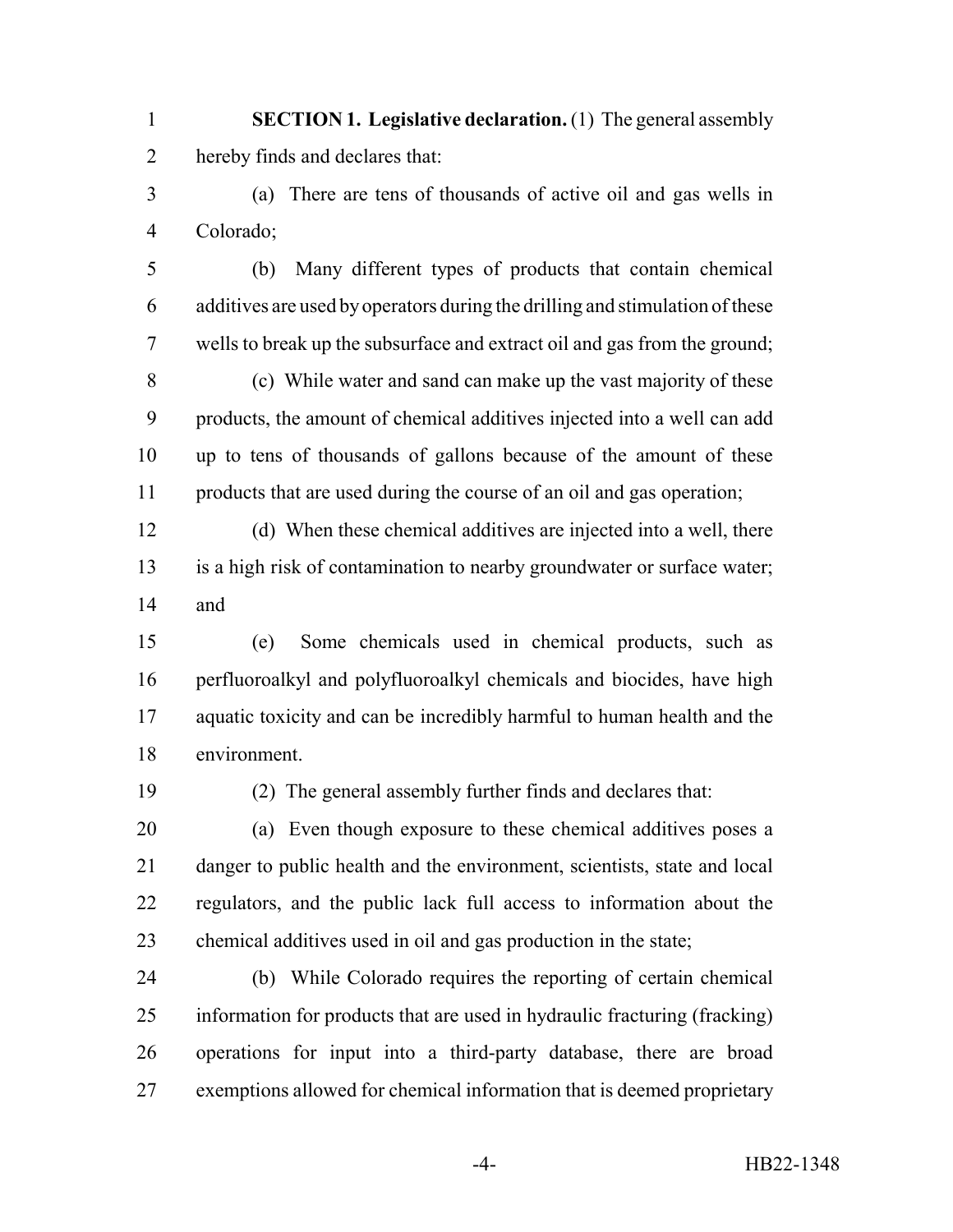**SECTION 1. Legislative declaration.** (1) The general assembly hereby finds and declares that:

(a) There are tens of thousands of active oil and gas wells in Colorado;

(b) Many different types of products that contain chemical additives are used by operators during the drilling and stimulation of these wells to break up the subsurface and extract oil and gas from the ground;

(c) While water and sand can make up the vast majority of these products, the amount of chemical additives injected into a well can add up to tens of thousands of gallons because of the amount of these products that are used during the course of an oil and gas operation;

(d) When these chemical additives are injected into a well, there is a high risk of contamination to nearby groundwater or surface water; and

(e) Some chemicals used in chemical products, such as perfluoroalkyl and polyfluoroalkyl chemicals and biocides, have high aquatic toxicity and can be incredibly harmful to human health and the environment.

(2) The general assembly further finds and declares that:

(a) Even though exposure to these chemical additives poses a danger to public health and the environment, scientists, state and local regulators, and the public lack full access to information about the chemical additives used in oil and gas production in the state;

(b) While Colorado requires the reporting of certain chemical information for products that are used in hydraulic fracturing (fracking) operations for input into a third-party database, there are broad exemptions allowed for chemical information that is deemed proprietary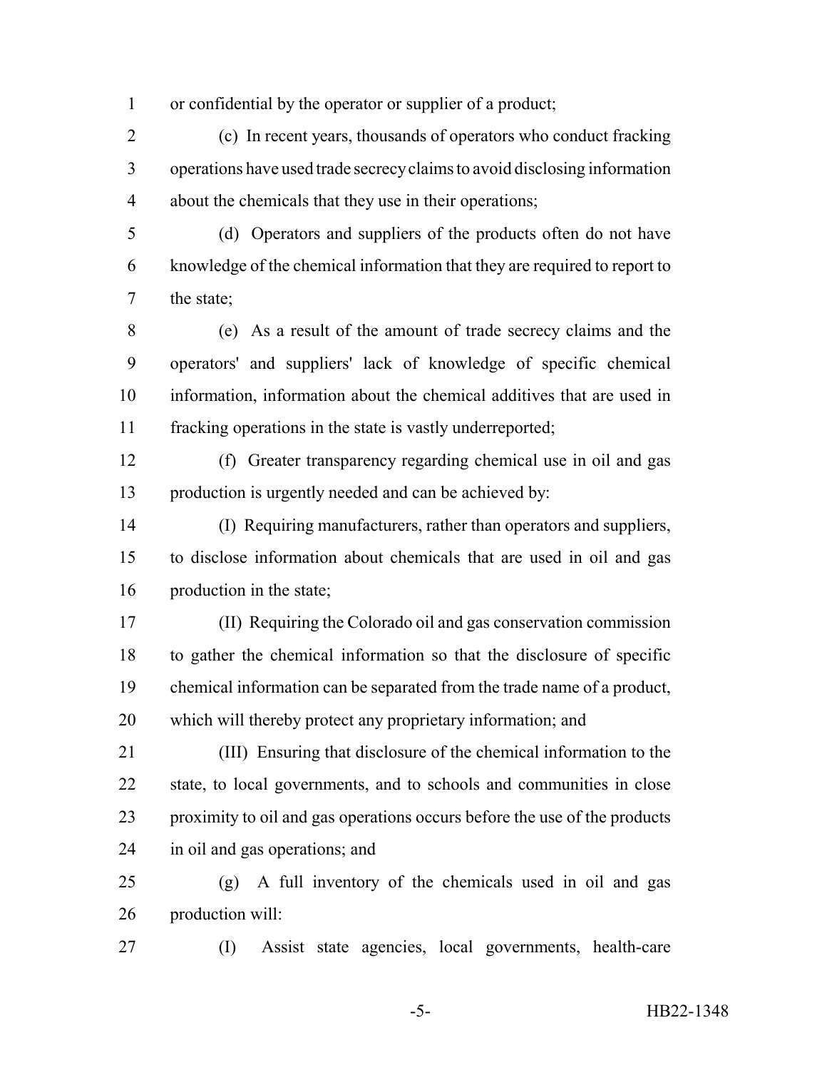or confidential by the operator or supplier of a product;

(c) In recent years, thousands of operators who conduct fracking operations have used trade secrecy claims to avoid disclosing information about the chemicals that they use in their operations;

(d) Operators and suppliers of the products often do not have knowledge of the chemical information that they are required to report to the state;

(e) As a result of the amount of trade secrecy claims and the operators' and suppliers' lack of knowledge of specific chemical information, information about the chemical additives that are used in fracking operations in the state is vastly underreported;

(f) Greater transparency regarding chemical use in oil and gas production is urgently needed and can be achieved by:

(I) Requiring manufacturers, rather than operators and suppliers, to disclose information about chemicals that are used in oil and gas production in the state;

(II) Requiring the Colorado oil and gas conservation commission to gather the chemical information so that the disclosure of specific chemical information can be separated from the trade name of a product, which will thereby protect any proprietary information; and

(III) Ensuring that disclosure of the chemical information to the state, to local governments, and to schools and communities in close proximity to oil and gas operations occurs before the use of the products in oil and gas operations; and

(g) A full inventory of the chemicals used in oil and gas production will:

(I) Assist state agencies, local governments, health-care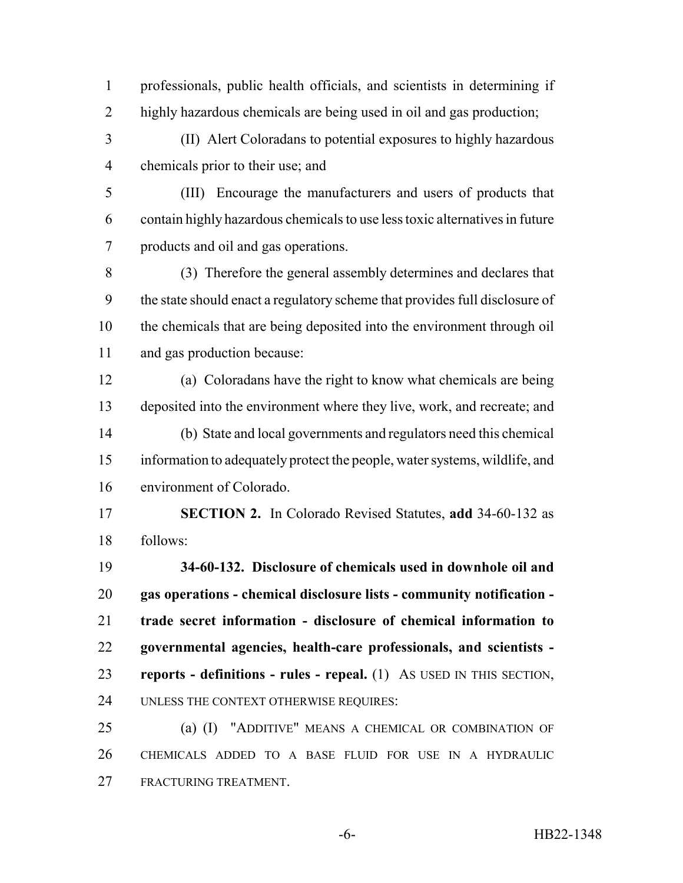professionals, public health officials, and scientists in determining if highly hazardous chemicals are being used in oil and gas production;

(II) Alert Coloradans to potential exposures to highly hazardous chemicals prior to their use; and

(III) Encourage the manufacturers and users of products that contain highly hazardous chemicals to use less toxic alternatives in future products and oil and gas operations.

(3) Therefore the general assembly determines and declares that the state should enact a regulatory scheme that provides full disclosure of the chemicals that are being deposited into the environment through oil and gas production because:

(a) Coloradans have the right to know what chemicals are being deposited into the environment where they live, work, and recreate; and

(b) State and local governments and regulators need this chemical information to adequately protect the people, water systems, wildlife, and environment of Colorado.

**SECTION 2.** In Colorado Revised Statutes, **add** 34-60-132 as follows:

**34-60-132. Disclosure of chemicals used in downhole oil and gas operations - chemical disclosure lists - community notification - trade secret information - disclosure of chemical information to governmental agencies, health-care professionals, and scientists - reports - definitions - rules - repeal.** (1) AS USED IN THIS SECTION, UNLESS THE CONTEXT OTHERWISE REQUIRES:

(a) (I) "ADDITIVE" MEANS A CHEMICAL OR COMBINATION OF CHEMICALS ADDED TO A BASE FLUID FOR USE IN A HYDRAULIC FRACTURING TREATMENT.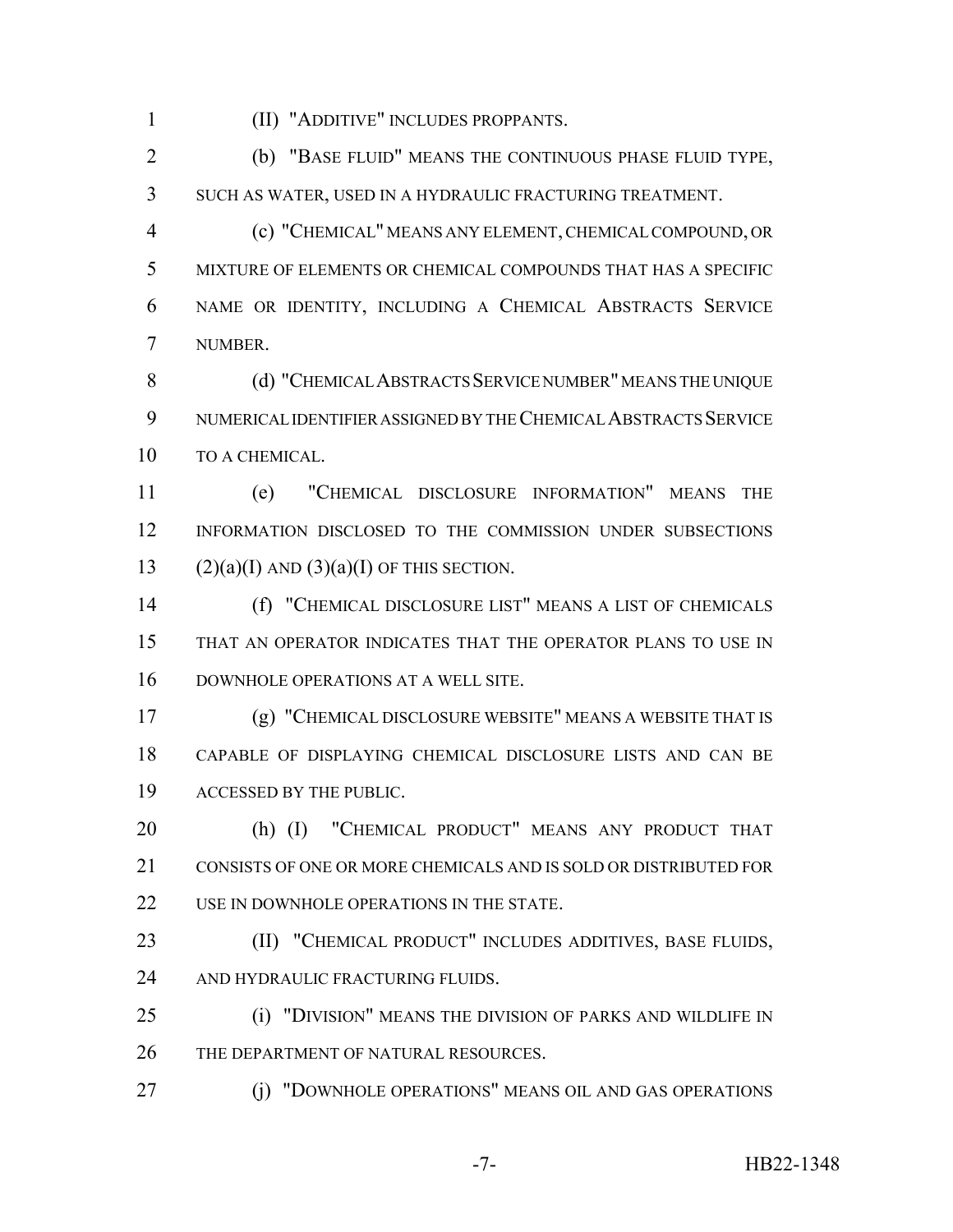(II) "ADDITIVE" INCLUDES PROPPANTS.

(b) "BASE FLUID" MEANS THE CONTINUOUS PHASE FLUID TYPE, SUCH AS WATER, USED IN A HYDRAULIC FRACTURING TREATMENT.

(c) "CHEMICAL" MEANS ANY ELEMENT, CHEMICAL COMPOUND, OR MIXTURE OF ELEMENTS OR CHEMICAL COMPOUNDS THAT HAS A SPECIFIC NAME OR IDENTITY, INCLUDING A CHEMICAL ABSTRACTS SERVICE NUMBER.

(d) "CHEMICAL ABSTRACTS SERVICE NUMBER" MEANS THE UNIQUE NUMERICAL IDENTIFIER ASSIGNED BY THE CHEMICAL ABSTRACTS SERVICE TO A CHEMICAL.

(e) "CHEMICAL DISCLOSURE INFORMATION" MEANS THE INFORMATION DISCLOSED TO THE COMMISSION UNDER SUBSECTIONS (2)(a)(I) AND (3)(a)(I) OF THIS SECTION.

(f) "CHEMICAL DISCLOSURE LIST" MEANS A LIST OF CHEMICALS THAT AN OPERATOR INDICATES THAT THE OPERATOR PLANS TO USE IN DOWNHOLE OPERATIONS AT A WELL SITE.

(g) "CHEMICAL DISCLOSURE WEBSITE" MEANS A WEBSITE THAT IS CAPABLE OF DISPLAYING CHEMICAL DISCLOSURE LISTS AND CAN BE ACCESSED BY THE PUBLIC.

(h) (I) "CHEMICAL PRODUCT" MEANS ANY PRODUCT THAT CONSISTS OF ONE OR MORE CHEMICALS AND IS SOLD OR DISTRIBUTED FOR USE IN DOWNHOLE OPERATIONS IN THE STATE.

(II) "CHEMICAL PRODUCT" INCLUDES ADDITIVES, BASE FLUIDS, AND HYDRAULIC FRACTURING FLUIDS.

(i) "DIVISION" MEANS THE DIVISION OF PARKS AND WILDLIFE IN THE DEPARTMENT OF NATURAL RESOURCES.

(j) "DOWNHOLE OPERATIONS" MEANS OIL AND GAS OPERATIONS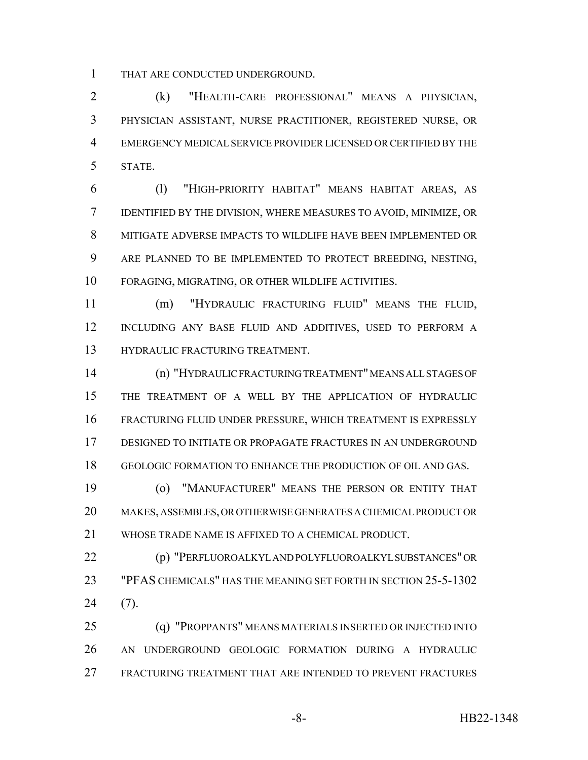THAT ARE CONDUCTED UNDERGROUND.

(k) "HEALTH-CARE PROFESSIONAL" MEANS A PHYSICIAN, PHYSICIAN ASSISTANT, NURSE PRACTITIONER, REGISTERED NURSE, OR EMERGENCY MEDICAL SERVICE PROVIDER LICENSED OR CERTIFIED BY THE STATE.

(l) "HIGH-PRIORITY HABITAT" MEANS HABITAT AREAS, AS IDENTIFIED BY THE DIVISION, WHERE MEASURES TO AVOID, MINIMIZE, OR MITIGATE ADVERSE IMPACTS TO WILDLIFE HAVE BEEN IMPLEMENTED OR ARE PLANNED TO BE IMPLEMENTED TO PROTECT BREEDING, NESTING, FORAGING, MIGRATING, OR OTHER WILDLIFE ACTIVITIES.

(m) "HYDRAULIC FRACTURING FLUID" MEANS THE FLUID, INCLUDING ANY BASE FLUID AND ADDITIVES, USED TO PERFORM A HYDRAULIC FRACTURING TREATMENT.

(n) "HYDRAULIC FRACTURING TREATMENT" MEANS ALL STAGES OF THE TREATMENT OF A WELL BY THE APPLICATION OF HYDRAULIC FRACTURING FLUID UNDER PRESSURE, WHICH TREATMENT IS EXPRESSLY DESIGNED TO INITIATE OR PROPAGATE FRACTURES IN AN UNDERGROUND GEOLOGIC FORMATION TO ENHANCE THE PRODUCTION OF OIL AND GAS.

(o) "MANUFACTURER" MEANS THE PERSON OR ENTITY THAT MAKES, ASSEMBLES, OR OTHERWISE GENERATES A CHEMICAL PRODUCT OR WHOSE TRADE NAME IS AFFIXED TO A CHEMICAL PRODUCT.

(p) "PERFLUOROALKYL AND POLYFLUOROALKYL SUBSTANCES" OR "PFAS CHEMICALS" HAS THE MEANING SET FORTH IN SECTION 25-5-1302 (7).

(q) "PROPPANTS" MEANS MATERIALS INSERTED OR INJECTED INTO AN UNDERGROUND GEOLOGIC FORMATION DURING A HYDRAULIC FRACTURING TREATMENT THAT ARE INTENDED TO PREVENT FRACTURES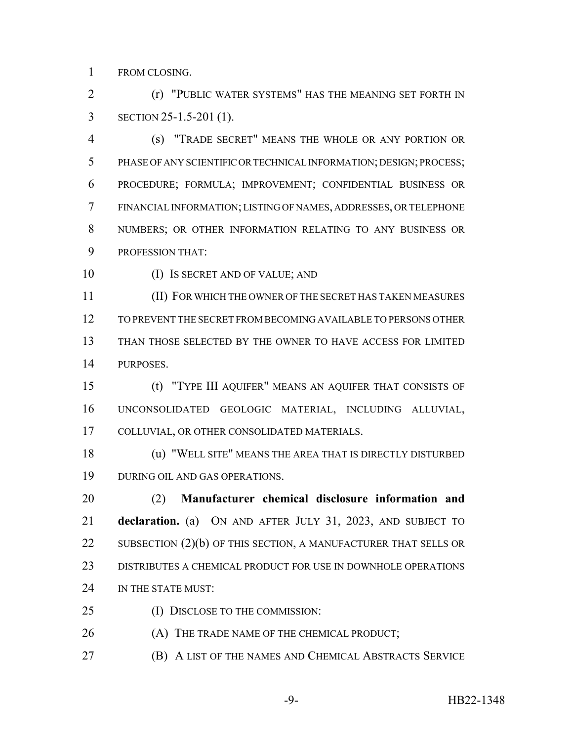FROM CLOSING.

(r) "PUBLIC WATER SYSTEMS" HAS THE MEANING SET FORTH IN SECTION 25-1.5-201 (1).

(s) "TRADE SECRET" MEANS THE WHOLE OR ANY PORTION OR PHASE OF ANY SCIENTIFIC OR TECHNICAL INFORMATION; DESIGN; PROCESS; PROCEDURE; FORMULA; IMPROVEMENT; CONFIDENTIAL BUSINESS OR FINANCIAL INFORMATION; LISTING OF NAMES, ADDRESSES, OR TELEPHONE NUMBERS; OR OTHER INFORMATION RELATING TO ANY BUSINESS OR PROFESSION THAT:

(I) IS SECRET AND OF VALUE; AND

(II) FOR WHICH THE OWNER OF THE SECRET HAS TAKEN MEASURES TO PREVENT THE SECRET FROM BECOMING AVAILABLE TO PERSONS OTHER THAN THOSE SELECTED BY THE OWNER TO HAVE ACCESS FOR LIMITED PURPOSES.

(t) "TYPE III AQUIFER" MEANS AN AQUIFER THAT CONSISTS OF UNCONSOLIDATED GEOLOGIC MATERIAL, INCLUDING ALLUVIAL, COLLUVIAL, OR OTHER CONSOLIDATED MATERIALS.

(u) "WELL SITE" MEANS THE AREA THAT IS DIRECTLY DISTURBED DURING OIL AND GAS OPERATIONS.

(2) **Manufacturer chemical disclosure information and declaration.** (a) ON AND AFTER JULY 31, 2023, AND SUBJECT TO SUBSECTION (2)(b) OF THIS SECTION, A MANUFACTURER THAT SELLS OR DISTRIBUTES A CHEMICAL PRODUCT FOR USE IN DOWNHOLE OPERATIONS IN THE STATE MUST:

(I) DISCLOSE TO THE COMMISSION:

(A) THE TRADE NAME OF THE CHEMICAL PRODUCT;

(B) A LIST OF THE NAMES AND CHEMICAL ABSTRACTS SERVICE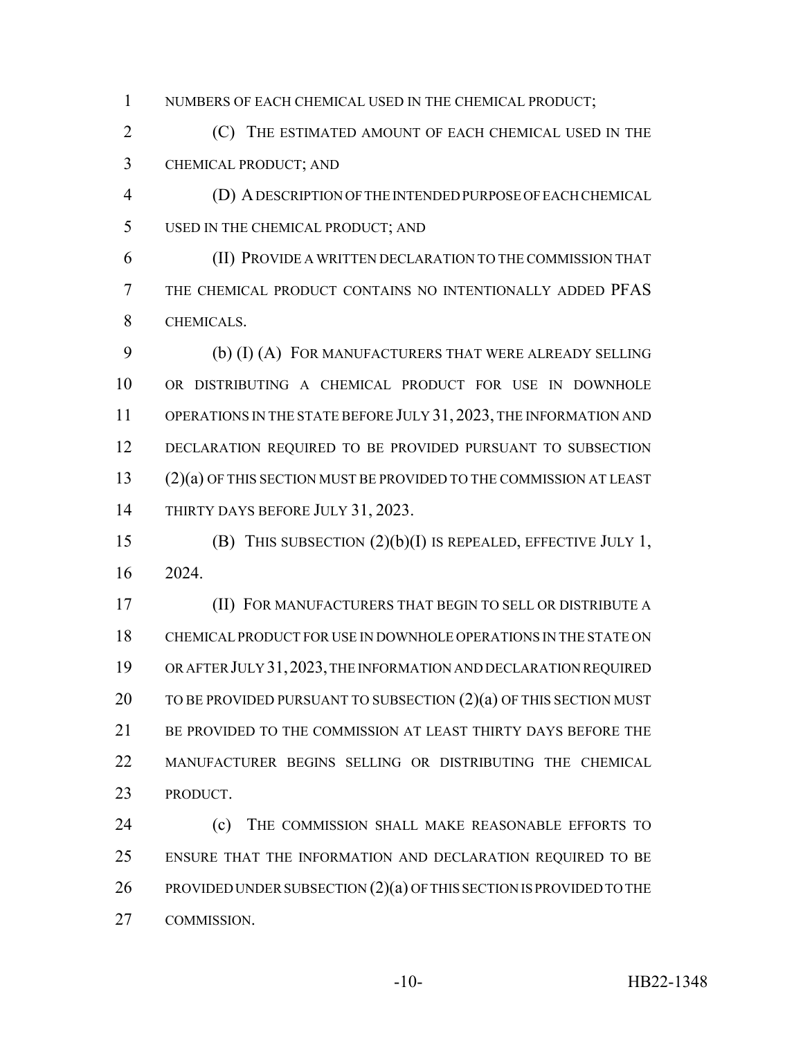NUMBERS OF EACH CHEMICAL USED IN THE CHEMICAL PRODUCT;

(C) THE ESTIMATED AMOUNT OF EACH CHEMICAL USED IN THE CHEMICAL PRODUCT; AND

(D) A DESCRIPTION OF THE INTENDED PURPOSE OF EACH CHEMICAL USED IN THE CHEMICAL PRODUCT; AND

(II) PROVIDE A WRITTEN DECLARATION TO THE COMMISSION THAT THE CHEMICAL PRODUCT CONTAINS NO INTENTIONALLY ADDED PFAS CHEMICALS.

(b) (I) (A) FOR MANUFACTURERS THAT WERE ALREADY SELLING OR DISTRIBUTING A CHEMICAL PRODUCT FOR USE IN DOWNHOLE OPERATIONS IN THE STATE BEFORE JULY 31, 2023, THE INFORMATION AND DECLARATION REQUIRED TO BE PROVIDED PURSUANT TO SUBSECTION (2)(a) OF THIS SECTION MUST BE PROVIDED TO THE COMMISSION AT LEAST THIRTY DAYS BEFORE JULY 31, 2023.

(B) THIS SUBSECTION (2)(b)(I) IS REPEALED, EFFECTIVE JULY 1, 2024.

(II) FOR MANUFACTURERS THAT BEGIN TO SELL OR DISTRIBUTE A CHEMICAL PRODUCT FOR USE IN DOWNHOLE OPERATIONS IN THE STATE ON OR AFTER JULY 31, 2023, THE INFORMATION AND DECLARATION REQUIRED TO BE PROVIDED PURSUANT TO SUBSECTION (2)(a) OF THIS SECTION MUST BE PROVIDED TO THE COMMISSION AT LEAST THIRTY DAYS BEFORE THE MANUFACTURER BEGINS SELLING OR DISTRIBUTING THE CHEMICAL PRODUCT.

(c) THE COMMISSION SHALL MAKE REASONABLE EFFORTS TO ENSURE THAT THE INFORMATION AND DECLARATION REQUIRED TO BE PROVIDED UNDER SUBSECTION (2)(a) OF THIS SECTION IS PROVIDED TO THE COMMISSION.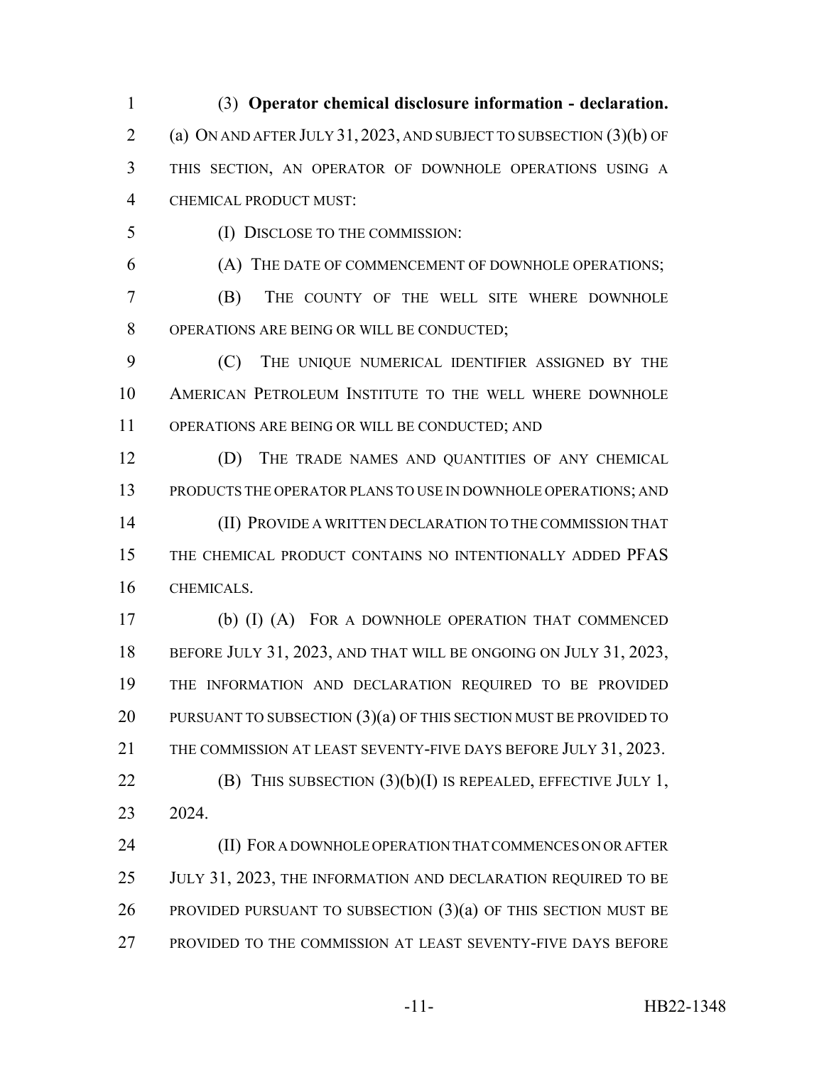(3) **Operator chemical disclosure information - declaration.** (a) ON AND AFTER JULY 31, 2023, AND SUBJECT TO SUBSECTION (3)(b) OF THIS SECTION, AN OPERATOR OF DOWNHOLE OPERATIONS USING A CHEMICAL PRODUCT MUST:

(I) DISCLOSE TO THE COMMISSION:

(A) THE DATE OF COMMENCEMENT OF DOWNHOLE OPERATIONS;

(B) THE COUNTY OF THE WELL SITE WHERE DOWNHOLE OPERATIONS ARE BEING OR WILL BE CONDUCTED;

(C) THE UNIQUE NUMERICAL IDENTIFIER ASSIGNED BY THE AMERICAN PETROLEUM INSTITUTE TO THE WELL WHERE DOWNHOLE OPERATIONS ARE BEING OR WILL BE CONDUCTED; AND

(D) THE TRADE NAMES AND QUANTITIES OF ANY CHEMICAL PRODUCTS THE OPERATOR PLANS TO USE IN DOWNHOLE OPERATIONS; AND

(II) PROVIDE A WRITTEN DECLARATION TO THE COMMISSION THAT THE CHEMICAL PRODUCT CONTAINS NO INTENTIONALLY ADDED PFAS CHEMICALS.

(b) (I) (A) FOR A DOWNHOLE OPERATION THAT COMMENCED BEFORE JULY 31, 2023, AND THAT WILL BE ONGOING ON JULY 31, 2023, THE INFORMATION AND DECLARATION REQUIRED TO BE PROVIDED PURSUANT TO SUBSECTION (3)(a) OF THIS SECTION MUST BE PROVIDED TO THE COMMISSION AT LEAST SEVENTY-FIVE DAYS BEFORE JULY 31, 2023.

(B) THIS SUBSECTION (3)(b)(I) IS REPEALED, EFFECTIVE JULY 1, 2024.

(II) FOR A DOWNHOLE OPERATION THAT COMMENCES ON OR AFTER JULY 31, 2023, THE INFORMATION AND DECLARATION REQUIRED TO BE PROVIDED PURSUANT TO SUBSECTION (3)(a) OF THIS SECTION MUST BE PROVIDED TO THE COMMISSION AT LEAST SEVENTY-FIVE DAYS BEFORE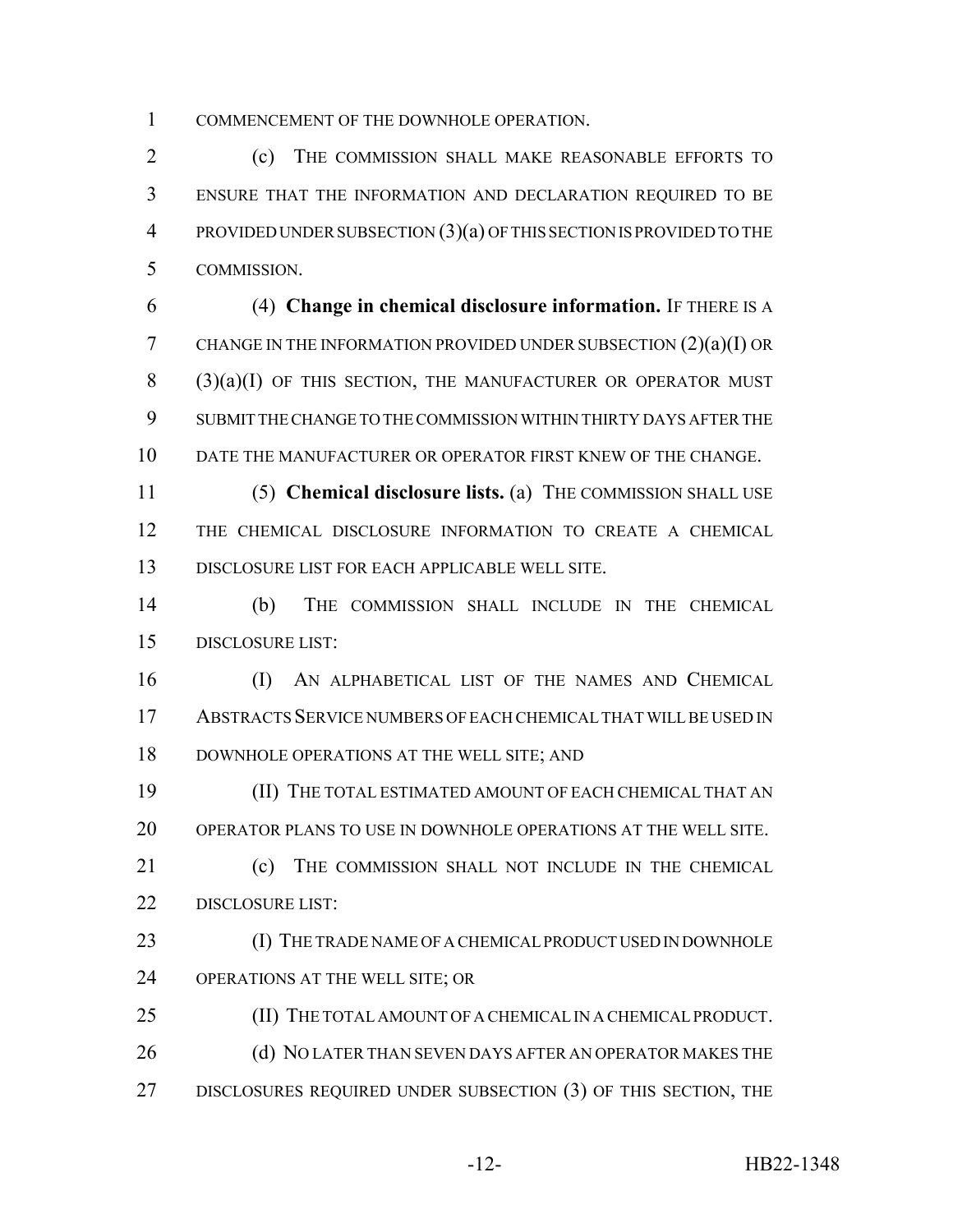COMMENCEMENT OF THE DOWNHOLE OPERATION.

(c) THE COMMISSION SHALL MAKE REASONABLE EFFORTS TO ENSURE THAT THE INFORMATION AND DECLARATION REQUIRED TO BE PROVIDED UNDER SUBSECTION (3)(a) OF THIS SECTION IS PROVIDED TO THE COMMISSION.

(4) **Change in chemical disclosure information.** IF THERE IS A CHANGE IN THE INFORMATION PROVIDED UNDER SUBSECTION (2)(a)(I) OR (3)(a)(I) OF THIS SECTION, THE MANUFACTURER OR OPERATOR MUST SUBMIT THE CHANGE TO THE COMMISSION WITHIN THIRTY DAYS AFTER THE DATE THE MANUFACTURER OR OPERATOR FIRST KNEW OF THE CHANGE.

(5) **Chemical disclosure lists.** (a) THE COMMISSION SHALL USE THE CHEMICAL DISCLOSURE INFORMATION TO CREATE A CHEMICAL DISCLOSURE LIST FOR EACH APPLICABLE WELL SITE.

(b) THE COMMISSION SHALL INCLUDE IN THE CHEMICAL DISCLOSURE LIST:

(I) AN ALPHABETICAL LIST OF THE NAMES AND CHEMICAL ABSTRACTS SERVICE NUMBERS OF EACH CHEMICAL THAT WILL BE USED IN DOWNHOLE OPERATIONS AT THE WELL SITE; AND

(II) THE TOTAL ESTIMATED AMOUNT OF EACH CHEMICAL THAT AN OPERATOR PLANS TO USE IN DOWNHOLE OPERATIONS AT THE WELL SITE.

(c) THE COMMISSION SHALL NOT INCLUDE IN THE CHEMICAL DISCLOSURE LIST:

(I) THE TRADE NAME OF A CHEMICAL PRODUCT USED IN DOWNHOLE OPERATIONS AT THE WELL SITE; OR

(II) THE TOTAL AMOUNT OF A CHEMICAL IN A CHEMICAL PRODUCT.

(d) NO LATER THAN SEVEN DAYS AFTER AN OPERATOR MAKES THE DISCLOSURES REQUIRED UNDER SUBSECTION (3) OF THIS SECTION, THE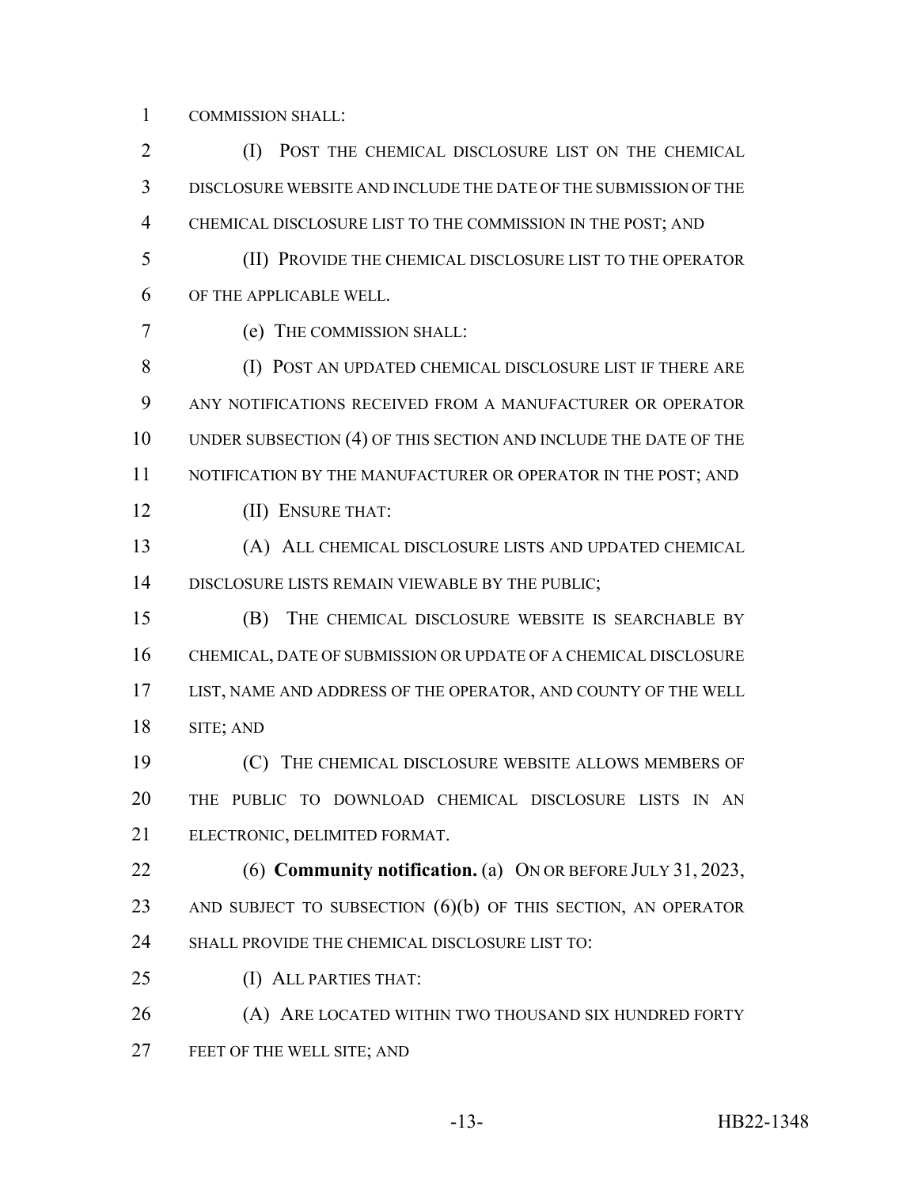COMMISSION SHALL:

(I) POST THE CHEMICAL DISCLOSURE LIST ON THE CHEMICAL DISCLOSURE WEBSITE AND INCLUDE THE DATE OF THE SUBMISSION OF THE CHEMICAL DISCLOSURE LIST TO THE COMMISSION IN THE POST; AND

(II) PROVIDE THE CHEMICAL DISCLOSURE LIST TO THE OPERATOR OF THE APPLICABLE WELL.

(e) THE COMMISSION SHALL:

(I) POST AN UPDATED CHEMICAL DISCLOSURE LIST IF THERE ARE ANY NOTIFICATIONS RECEIVED FROM A MANUFACTURER OR OPERATOR UNDER SUBSECTION (4) OF THIS SECTION AND INCLUDE THE DATE OF THE NOTIFICATION BY THE MANUFACTURER OR OPERATOR IN THE POST; AND

(II) ENSURE THAT:

(A) ALL CHEMICAL DISCLOSURE LISTS AND UPDATED CHEMICAL DISCLOSURE LISTS REMAIN VIEWABLE BY THE PUBLIC;

(B) THE CHEMICAL DISCLOSURE WEBSITE IS SEARCHABLE BY CHEMICAL, DATE OF SUBMISSION OR UPDATE OF A CHEMICAL DISCLOSURE LIST, NAME AND ADDRESS OF THE OPERATOR, AND COUNTY OF THE WELL SITE; AND

(C) THE CHEMICAL DISCLOSURE WEBSITE ALLOWS MEMBERS OF THE PUBLIC TO DOWNLOAD CHEMICAL DISCLOSURE LISTS IN AN ELECTRONIC, DELIMITED FORMAT.

(6) **Community notification.** (a) ON OR BEFORE JULY 31, 2023, AND SUBJECT TO SUBSECTION (6)(b) OF THIS SECTION, AN OPERATOR SHALL PROVIDE THE CHEMICAL DISCLOSURE LIST TO:

(I) ALL PARTIES THAT:

(A) ARE LOCATED WITHIN TWO THOUSAND SIX HUNDRED FORTY FEET OF THE WELL SITE; AND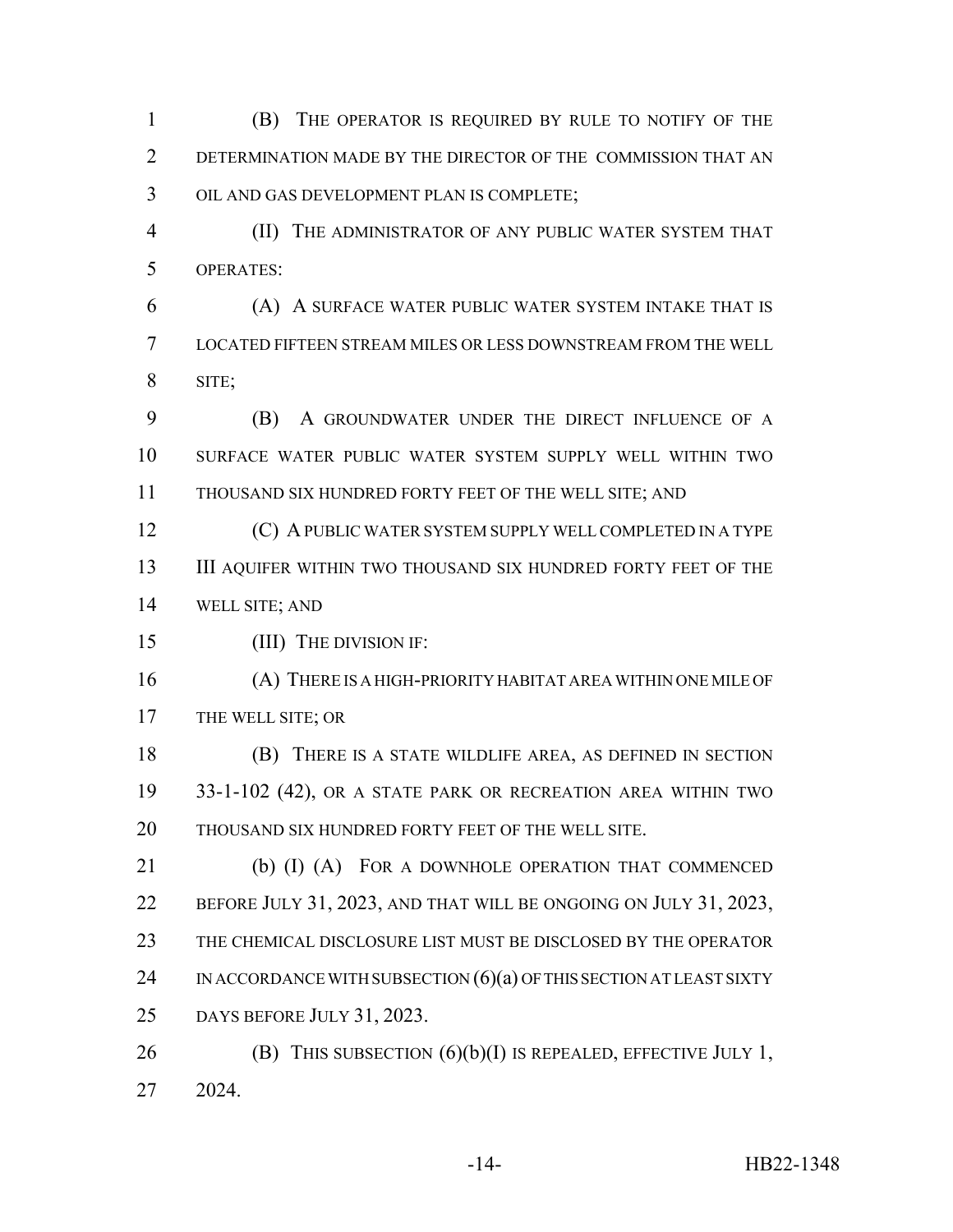(B) THE OPERATOR IS REQUIRED BY RULE TO NOTIFY OF THE DETERMINATION MADE BY THE DIRECTOR OF THE COMMISSION THAT AN OIL AND GAS DEVELOPMENT PLAN IS COMPLETE;

(II) THE ADMINISTRATOR OF ANY PUBLIC WATER SYSTEM THAT OPERATES:

(A) A SURFACE WATER PUBLIC WATER SYSTEM INTAKE THAT IS LOCATED FIFTEEN STREAM MILES OR LESS DOWNSTREAM FROM THE WELL SITE;

(B) A GROUNDWATER UNDER THE DIRECT INFLUENCE OF A SURFACE WATER PUBLIC WATER SYSTEM SUPPLY WELL WITHIN TWO THOUSAND SIX HUNDRED FORTY FEET OF THE WELL SITE; AND

(C) A PUBLIC WATER SYSTEM SUPPLY WELL COMPLETED IN A TYPE III AQUIFER WITHIN TWO THOUSAND SIX HUNDRED FORTY FEET OF THE WELL SITE; AND

(III) THE DIVISION IF:

(A) THERE IS A HIGH-PRIORITY HABITAT AREA WITHIN ONE MILE OF THE WELL SITE; OR

(B) THERE IS A STATE WILDLIFE AREA, AS DEFINED IN SECTION 33-1-102 (42), OR A STATE PARK OR RECREATION AREA WITHIN TWO THOUSAND SIX HUNDRED FORTY FEET OF THE WELL SITE.

(b) (I) (A) FOR A DOWNHOLE OPERATION THAT COMMENCED BEFORE JULY 31, 2023, AND THAT WILL BE ONGOING ON JULY 31, 2023, THE CHEMICAL DISCLOSURE LIST MUST BE DISCLOSED BY THE OPERATOR IN ACCORDANCE WITH SUBSECTION (6)(a) OF THIS SECTION AT LEAST SIXTY DAYS BEFORE JULY 31, 2023.

(B) THIS SUBSECTION (6)(b)(I) IS REPEALED, EFFECTIVE JULY 1, 2024.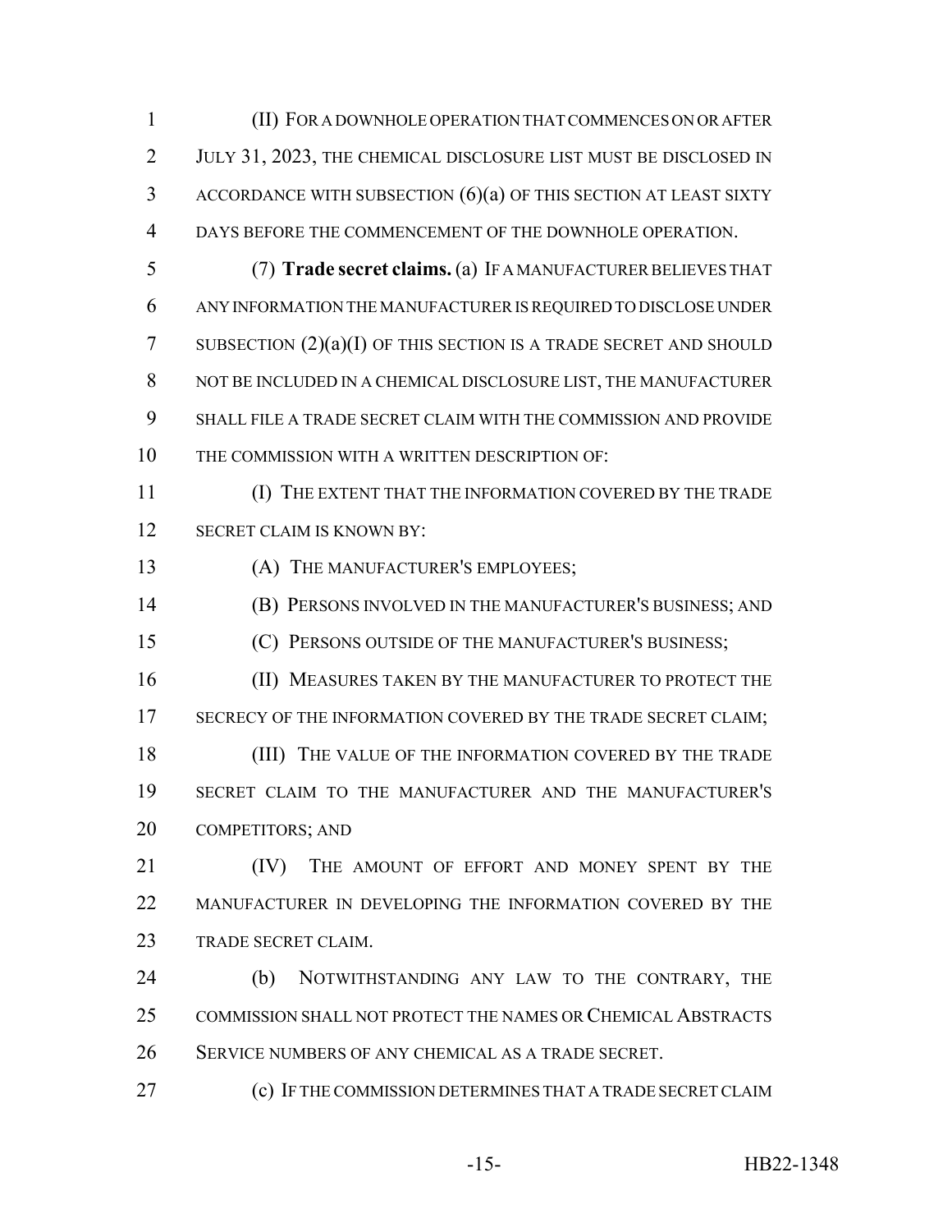(II) FOR A DOWNHOLE OPERATION THAT COMMENCES ON OR AFTER JULY 31, 2023, THE CHEMICAL DISCLOSURE LIST MUST BE DISCLOSED IN ACCORDANCE WITH SUBSECTION (6)(a) OF THIS SECTION AT LEAST SIXTY DAYS BEFORE THE COMMENCEMENT OF THE DOWNHOLE OPERATION.

(7) **Trade secret claims.** (a) IF A MANUFACTURER BELIEVES THAT ANY INFORMATION THE MANUFACTURER IS REQUIRED TO DISCLOSE UNDER SUBSECTION (2)(a)(I) OF THIS SECTION IS A TRADE SECRET AND SHOULD NOT BE INCLUDED IN A CHEMICAL DISCLOSURE LIST, THE MANUFACTURER SHALL FILE A TRADE SECRET CLAIM WITH THE COMMISSION AND PROVIDE THE COMMISSION WITH A WRITTEN DESCRIPTION OF:

(I) THE EXTENT THAT THE INFORMATION COVERED BY THE TRADE SECRET CLAIM IS KNOWN BY:

(A) THE MANUFACTURER'S EMPLOYEES;

(B) PERSONS INVOLVED IN THE MANUFACTURER'S BUSINESS; AND

(C) PERSONS OUTSIDE OF THE MANUFACTURER'S BUSINESS;

(II) MEASURES TAKEN BY THE MANUFACTURER TO PROTECT THE SECRECY OF THE INFORMATION COVERED BY THE TRADE SECRET CLAIM;

(III) THE VALUE OF THE INFORMATION COVERED BY THE TRADE SECRET CLAIM TO THE MANUFACTURER AND THE MANUFACTURER'S COMPETITORS; AND

(IV) THE AMOUNT OF EFFORT AND MONEY SPENT BY THE MANUFACTURER IN DEVELOPING THE INFORMATION COVERED BY THE TRADE SECRET CLAIM.

(b) NOTWITHSTANDING ANY LAW TO THE CONTRARY, THE COMMISSION SHALL NOT PROTECT THE NAMES OR CHEMICAL ABSTRACTS SERVICE NUMBERS OF ANY CHEMICAL AS A TRADE SECRET.

(c) IF THE COMMISSION DETERMINES THAT A TRADE SECRET CLAIM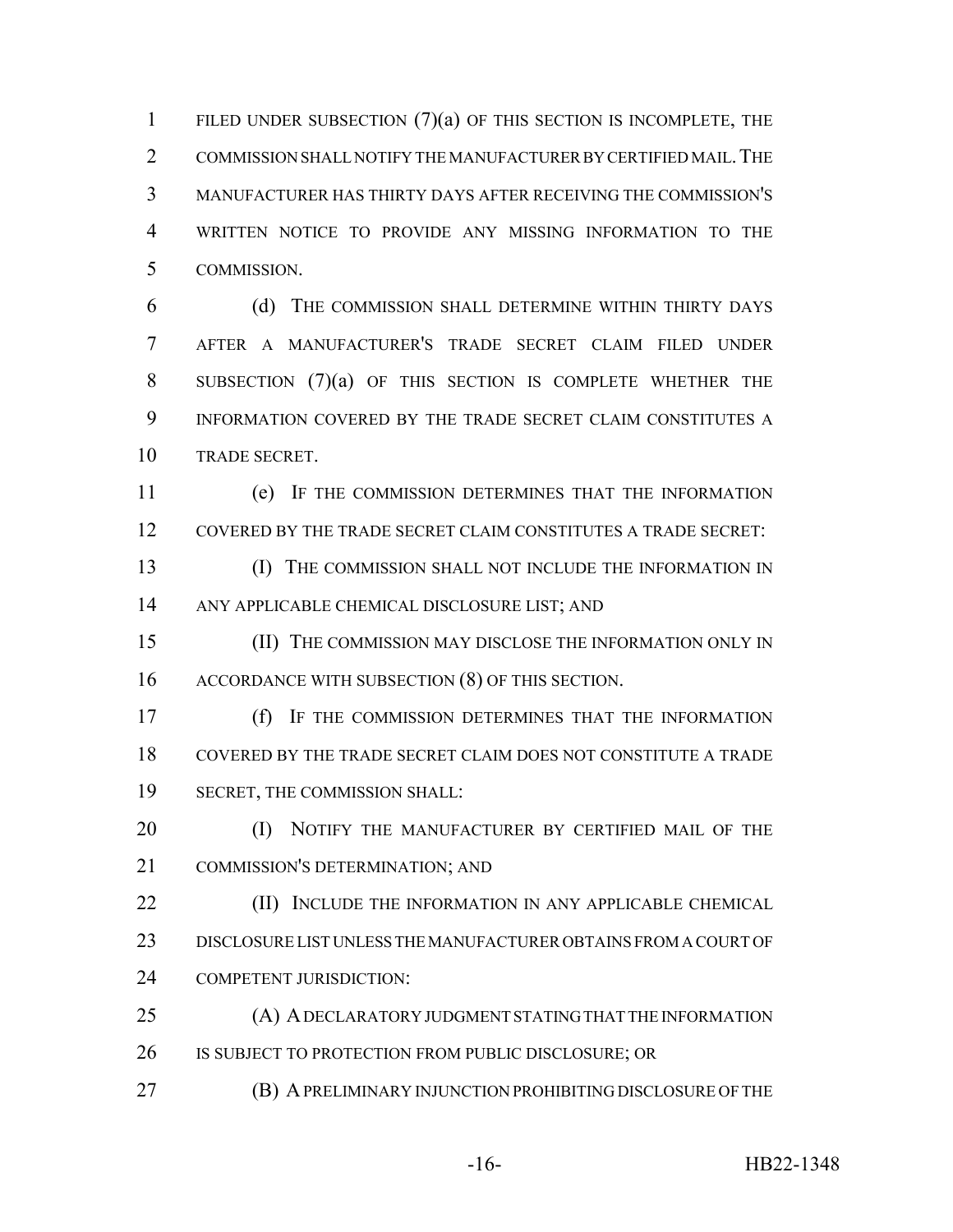FILED UNDER SUBSECTION (7)(a) OF THIS SECTION IS INCOMPLETE, THE COMMISSION SHALL NOTIFY THE MANUFACTURER BY CERTIFIED MAIL. THE MANUFACTURER HAS THIRTY DAYS AFTER RECEIVING THE COMMISSION'S WRITTEN NOTICE TO PROVIDE ANY MISSING INFORMATION TO THE COMMISSION.

(d) THE COMMISSION SHALL DETERMINE WITHIN THIRTY DAYS AFTER A MANUFACTURER'S TRADE SECRET CLAIM FILED UNDER SUBSECTION (7)(a) OF THIS SECTION IS COMPLETE WHETHER THE INFORMATION COVERED BY THE TRADE SECRET CLAIM CONSTITUTES A TRADE SECRET.

(e) IF THE COMMISSION DETERMINES THAT THE INFORMATION COVERED BY THE TRADE SECRET CLAIM CONSTITUTES A TRADE SECRET:

(I) THE COMMISSION SHALL NOT INCLUDE THE INFORMATION IN ANY APPLICABLE CHEMICAL DISCLOSURE LIST; AND

(II) THE COMMISSION MAY DISCLOSE THE INFORMATION ONLY IN ACCORDANCE WITH SUBSECTION (8) OF THIS SECTION.

(f) IF THE COMMISSION DETERMINES THAT THE INFORMATION COVERED BY THE TRADE SECRET CLAIM DOES NOT CONSTITUTE A TRADE SECRET, THE COMMISSION SHALL:

(I) NOTIFY THE MANUFACTURER BY CERTIFIED MAIL OF THE COMMISSION'S DETERMINATION; AND

(II) INCLUDE THE INFORMATION IN ANY APPLICABLE CHEMICAL DISCLOSURE LIST UNLESS THE MANUFACTURER OBTAINS FROM A COURT OF COMPETENT JURISDICTION:

(A) A DECLARATORY JUDGMENT STATING THAT THE INFORMATION IS SUBJECT TO PROTECTION FROM PUBLIC DISCLOSURE; OR

(B) A PRELIMINARY INJUNCTION PROHIBITING DISCLOSURE OF THE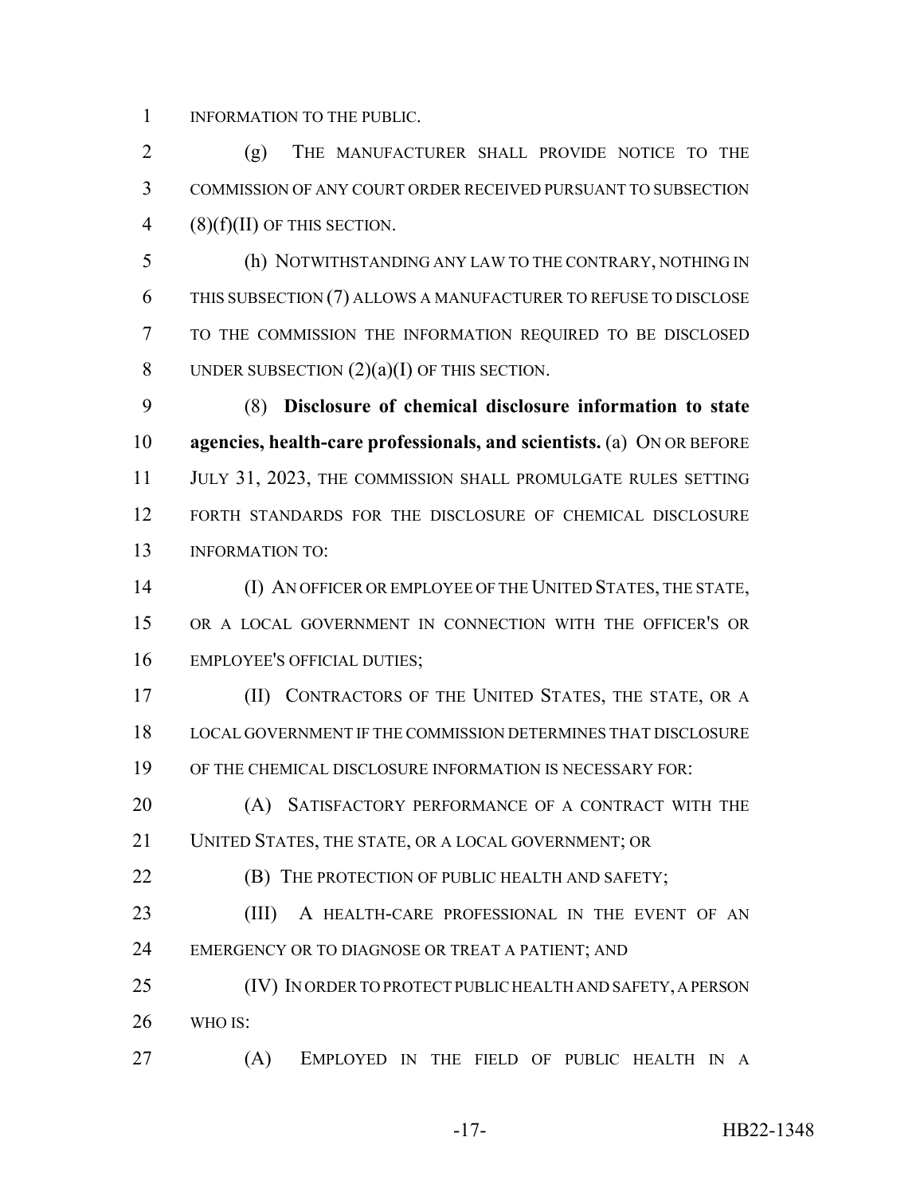INFORMATION TO THE PUBLIC.

(g) THE MANUFACTURER SHALL PROVIDE NOTICE TO THE COMMISSION OF ANY COURT ORDER RECEIVED PURSUANT TO SUBSECTION (8)(f)(II) OF THIS SECTION.

(h) NOTWITHSTANDING ANY LAW TO THE CONTRARY, NOTHING IN THIS SUBSECTION (7) ALLOWS A MANUFACTURER TO REFUSE TO DISCLOSE TO THE COMMISSION THE INFORMATION REQUIRED TO BE DISCLOSED UNDER SUBSECTION (2)(a)(I) OF THIS SECTION.

(8) **Disclosure of chemical disclosure information to state agencies, health-care professionals, and scientists.** (a) ON OR BEFORE JULY 31, 2023, THE COMMISSION SHALL PROMULGATE RULES SETTING FORTH STANDARDS FOR THE DISCLOSURE OF CHEMICAL DISCLOSURE INFORMATION TO:

(I) AN OFFICER OR EMPLOYEE OF THE UNITED STATES, THE STATE, OR A LOCAL GOVERNMENT IN CONNECTION WITH THE OFFICER'S OR EMPLOYEE'S OFFICIAL DUTIES;

(II) CONTRACTORS OF THE UNITED STATES, THE STATE, OR A LOCAL GOVERNMENT IF THE COMMISSION DETERMINES THAT DISCLOSURE OF THE CHEMICAL DISCLOSURE INFORMATION IS NECESSARY FOR:

(A) SATISFACTORY PERFORMANCE OF A CONTRACT WITH THE UNITED STATES, THE STATE, OR A LOCAL GOVERNMENT; OR

(B) THE PROTECTION OF PUBLIC HEALTH AND SAFETY;

(III) A HEALTH-CARE PROFESSIONAL IN THE EVENT OF AN EMERGENCY OR TO DIAGNOSE OR TREAT A PATIENT; AND

(IV) IN ORDER TO PROTECT PUBLIC HEALTH AND SAFETY, A PERSON WHO IS:

(A) EMPLOYED IN THE FIELD OF PUBLIC HEALTH IN A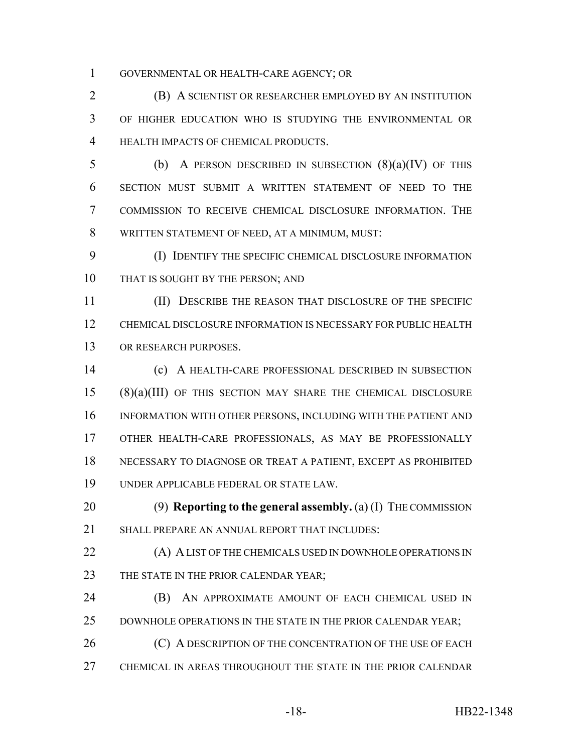GOVERNMENTAL OR HEALTH-CARE AGENCY; OR

(B) A SCIENTIST OR RESEARCHER EMPLOYED BY AN INSTITUTION OF HIGHER EDUCATION WHO IS STUDYING THE ENVIRONMENTAL OR HEALTH IMPACTS OF CHEMICAL PRODUCTS.

(b) A PERSON DESCRIBED IN SUBSECTION (8)(a)(IV) OF THIS SECTION MUST SUBMIT A WRITTEN STATEMENT OF NEED TO THE COMMISSION TO RECEIVE CHEMICAL DISCLOSURE INFORMATION. THE WRITTEN STATEMENT OF NEED, AT A MINIMUM, MUST:

(I) IDENTIFY THE SPECIFIC CHEMICAL DISCLOSURE INFORMATION THAT IS SOUGHT BY THE PERSON; AND

(II) DESCRIBE THE REASON THAT DISCLOSURE OF THE SPECIFIC CHEMICAL DISCLOSURE INFORMATION IS NECESSARY FOR PUBLIC HEALTH OR RESEARCH PURPOSES.

(c) A HEALTH-CARE PROFESSIONAL DESCRIBED IN SUBSECTION (8)(a)(III) OF THIS SECTION MAY SHARE THE CHEMICAL DISCLOSURE INFORMATION WITH OTHER PERSONS, INCLUDING WITH THE PATIENT AND OTHER HEALTH-CARE PROFESSIONALS, AS MAY BE PROFESSIONALLY NECESSARY TO DIAGNOSE OR TREAT A PATIENT, EXCEPT AS PROHIBITED UNDER APPLICABLE FEDERAL OR STATE LAW.

(9) **Reporting to the general assembly.** (a) (I) THE COMMISSION SHALL PREPARE AN ANNUAL REPORT THAT INCLUDES:

(A) A LIST OF THE CHEMICALS USED IN DOWNHOLE OPERATIONS IN THE STATE IN THE PRIOR CALENDAR YEAR;

(B) AN APPROXIMATE AMOUNT OF EACH CHEMICAL USED IN DOWNHOLE OPERATIONS IN THE STATE IN THE PRIOR CALENDAR YEAR;

(C) A DESCRIPTION OF THE CONCENTRATION OF THE USE OF EACH CHEMICAL IN AREAS THROUGHOUT THE STATE IN THE PRIOR CALENDAR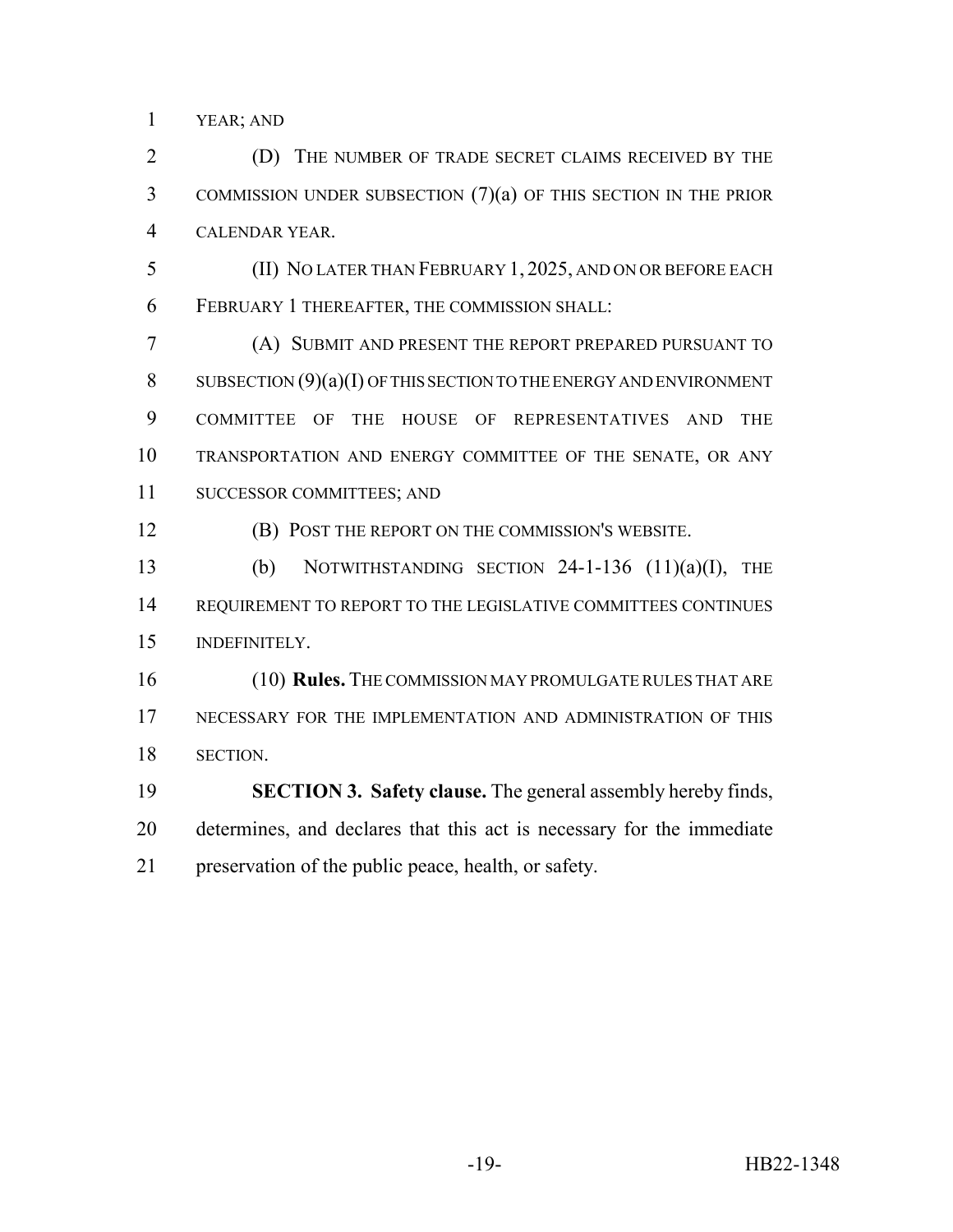YEAR; AND

(D) THE NUMBER OF TRADE SECRET CLAIMS RECEIVED BY THE COMMISSION UNDER SUBSECTION (7)(a) OF THIS SECTION IN THE PRIOR CALENDAR YEAR.

(II) NO LATER THAN FEBRUARY 1, 2025, AND ON OR BEFORE EACH FEBRUARY 1 THEREAFTER, THE COMMISSION SHALL:

(A) SUBMIT AND PRESENT THE REPORT PREPARED PURSUANT TO SUBSECTION (9)(a)(I) OF THIS SECTION TO THE ENERGY AND ENVIRONMENT COMMITTEE OF THE HOUSE OF REPRESENTATIVES AND THE TRANSPORTATION AND ENERGY COMMITTEE OF THE SENATE, OR ANY SUCCESSOR COMMITTEES; AND

(B) POST THE REPORT ON THE COMMISSION'S WEBSITE.

(b) NOTWITHSTANDING SECTION 24-1-136 (11)(a)(I), THE REQUIREMENT TO REPORT TO THE LEGISLATIVE COMMITTEES CONTINUES INDEFINITELY.

(10) **Rules.** THE COMMISSION MAY PROMULGATE RULES THAT ARE NECESSARY FOR THE IMPLEMENTATION AND ADMINISTRATION OF THIS SECTION.

**SECTION 3. Safety clause.** The general assembly hereby finds, determines, and declares that this act is necessary for the immediate preservation of the public peace, health, or safety.